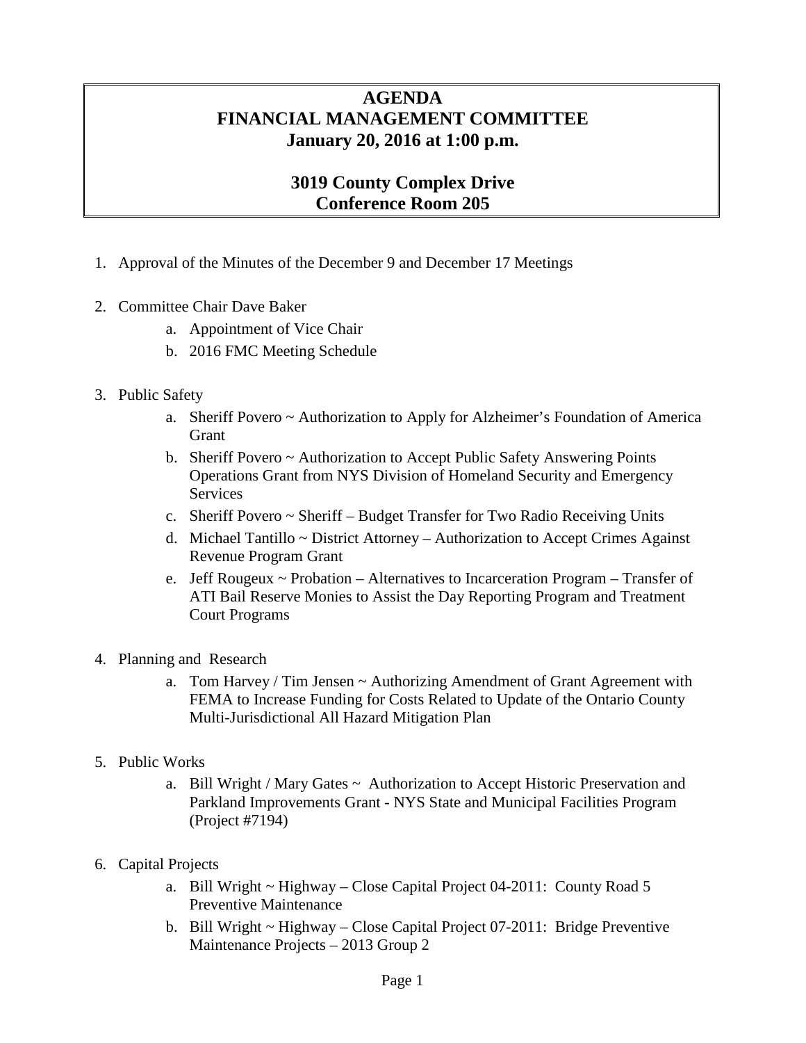# AGENDA
# FINANCIAL MANAGEMENT COMMITTEE
# January 20, 2016 at 1:00 p.m.

## 3019 County Complex Drive
## Conference Room 205

1. Approval of the Minutes of the December 9 and December 17 Meetings

2. Committee Chair Dave Baker
   a. Appointment of Vice Chair
   b. 2016 FMC Meeting Schedule

3. Public Safety
   a. Sheriff Povero ~ Authorization to Apply for Alzheimer's Foundation of America Grant
   b. Sheriff Povero ~ Authorization to Accept Public Safety Answering Points Operations Grant from NYS Division of Homeland Security and Emergency Services
   c. Sheriff Povero ~ Sheriff – Budget Transfer for Two Radio Receiving Units
   d. Michael Tantillo ~ District Attorney – Authorization to Accept Crimes Against Revenue Program Grant
   e. Jeff Rougeux ~ Probation – Alternatives to Incarceration Program – Transfer of ATI Bail Reserve Monies to Assist the Day Reporting Program and Treatment Court Programs

4. Planning and Research
   a. Tom Harvey / Tim Jensen ~ Authorizing Amendment of Grant Agreement with FEMA to Increase Funding for Costs Related to Update of the Ontario County Multi-Jurisdictional All Hazard Mitigation Plan

5. Public Works
   a. Bill Wright / Mary Gates ~ Authorization to Accept Historic Preservation and Parkland Improvements Grant - NYS State and Municipal Facilities Program (Project #7194)

6. Capital Projects
   a. Bill Wright ~ Highway – Close Capital Project 04-2011: County Road 5 Preventive Maintenance
   b. Bill Wright ~ Highway – Close Capital Project 07-2011: Bridge Preventive Maintenance Projects – 2013 Group 2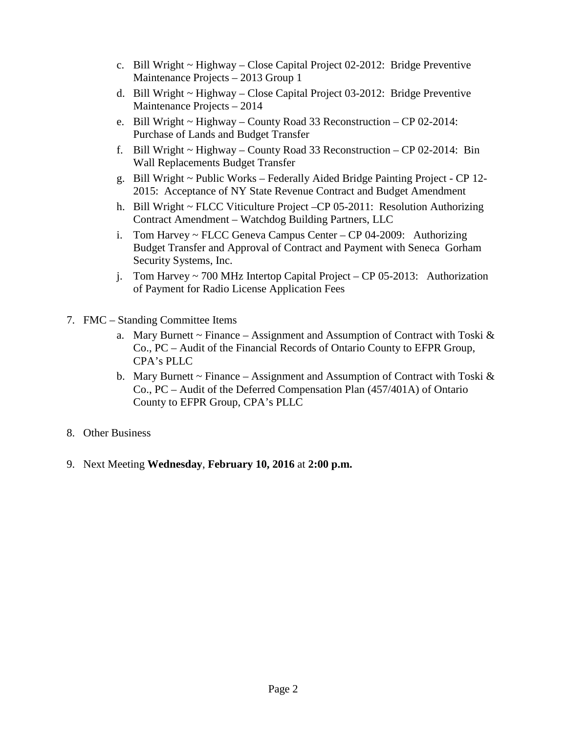c. Bill Wright ~ Highway – Close Capital Project 02-2012: Bridge Preventive Maintenance Projects – 2013 Group 1
d. Bill Wright ~ Highway – Close Capital Project 03-2012: Bridge Preventive Maintenance Projects – 2014
e. Bill Wright ~ Highway – County Road 33 Reconstruction – CP 02-2014: Purchase of Lands and Budget Transfer
f. Bill Wright ~ Highway – County Road 33 Reconstruction – CP 02-2014: Bin Wall Replacements Budget Transfer
g. Bill Wright ~ Public Works – Federally Aided Bridge Painting Project - CP 12-2015: Acceptance of NY State Revenue Contract and Budget Amendment
h. Bill Wright ~ FLCC Viticulture Project –CP 05-2011: Resolution Authorizing Contract Amendment – Watchdog Building Partners, LLC
i. Tom Harvey ~ FLCC Geneva Campus Center – CP 04-2009: Authorizing Budget Transfer and Approval of Contract and Payment with Seneca Gorham Security Systems, Inc.
j. Tom Harvey ~ 700 MHz Intertop Capital Project – CP 05-2013: Authorization of Payment for Radio License Application Fees

7. FMC – Standing Committee Items
   a. Mary Burnett ~ Finance – Assignment and Assumption of Contract with Toski & Co., PC – Audit of the Financial Records of Ontario County to EFPR Group, CPA's PLLC
   b. Mary Burnett ~ Finance – Assignment and Assumption of Contract with Toski & Co., PC – Audit of the Deferred Compensation Plan (457/401A) of Ontario County to EFPR Group, CPA's PLLC

8. Other Business

9. Next Meeting **Wednesday**, **February 10, 2016** at **2:00 p.m.**